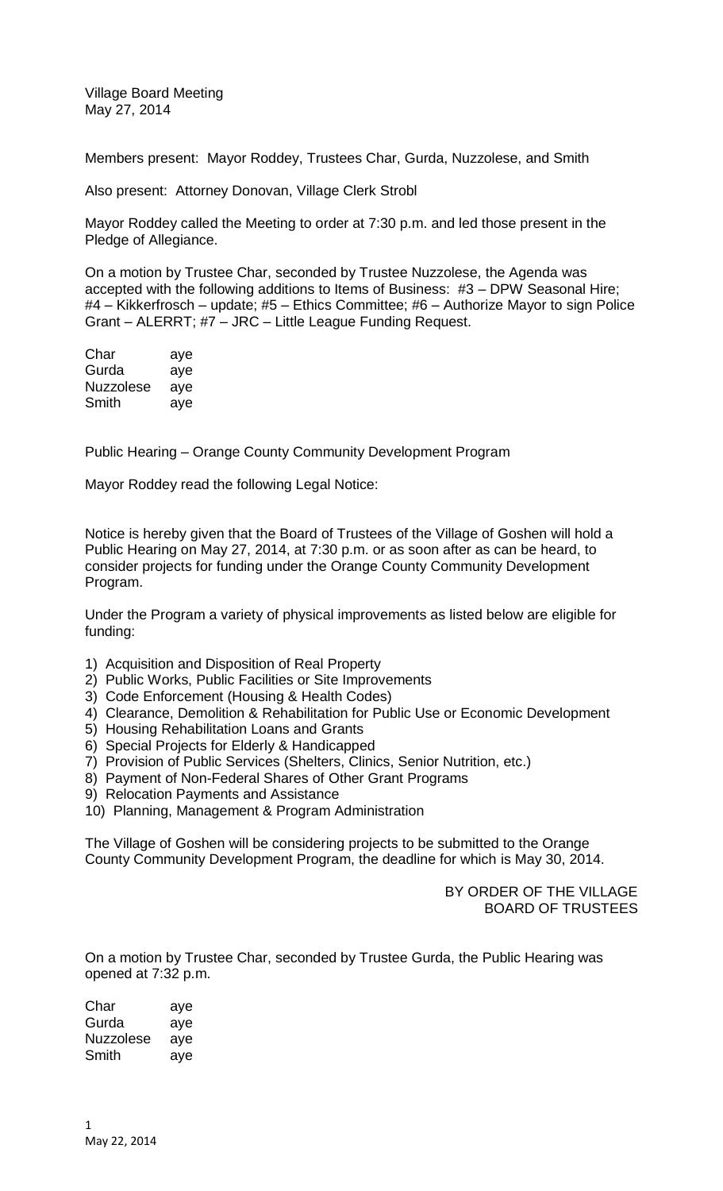Village Board Meeting
May 27, 2014

Members present: Mayor Roddey, Trustees Char, Gurda, Nuzzolese, and Smith

Also present: Attorney Donovan, Village Clerk Strobl

Mayor Roddey called the Meeting to order at 7:30 p.m. and led those present in the Pledge of Allegiance.

On a motion by Trustee Char, seconded by Trustee Nuzzolese, the Agenda was accepted with the following additions to Items of Business: #3 – DPW Seasonal Hire; #4 – Kikkerfrosch – update; #5 – Ethics Committee; #6 – Authorize Mayor to sign Police Grant – ALERRT; #7 – JRC – Little League Funding Request.

| | |
|---|---|
| Char | aye |
| Gurda | aye |
| Nuzzolese | aye |
| Smith | aye |

Public Hearing – Orange County Community Development Program

Mayor Roddey read the following Legal Notice:

Notice is hereby given that the Board of Trustees of the Village of Goshen will hold a Public Hearing on May 27, 2014, at 7:30 p.m. or as soon after as can be heard, to consider projects for funding under the Orange County Community Development Program.

Under the Program a variety of physical improvements as listed below are eligible for funding:

1) Acquisition and Disposition of Real Property
2) Public Works, Public Facilities or Site Improvements
3) Code Enforcement (Housing & Health Codes)
4) Clearance, Demolition & Rehabilitation for Public Use or Economic Development
5) Housing Rehabilitation Loans and Grants
6) Special Projects for Elderly & Handicapped
7) Provision of Public Services (Shelters, Clinics, Senior Nutrition, etc.)
8) Payment of Non-Federal Shares of Other Grant Programs
9) Relocation Payments and Assistance
10) Planning, Management & Program Administration

The Village of Goshen will be considering projects to be submitted to the Orange County Community Development Program, the deadline for which is May 30, 2014.

BY ORDER OF THE VILLAGE
BOARD OF TRUSTEES

On a motion by Trustee Char, seconded by Trustee Gurda, the Public Hearing was opened at 7:32 p.m.

| | |
|---|---|
| Char | aye |
| Gurda | aye |
| Nuzzolese | aye |
| Smith | aye |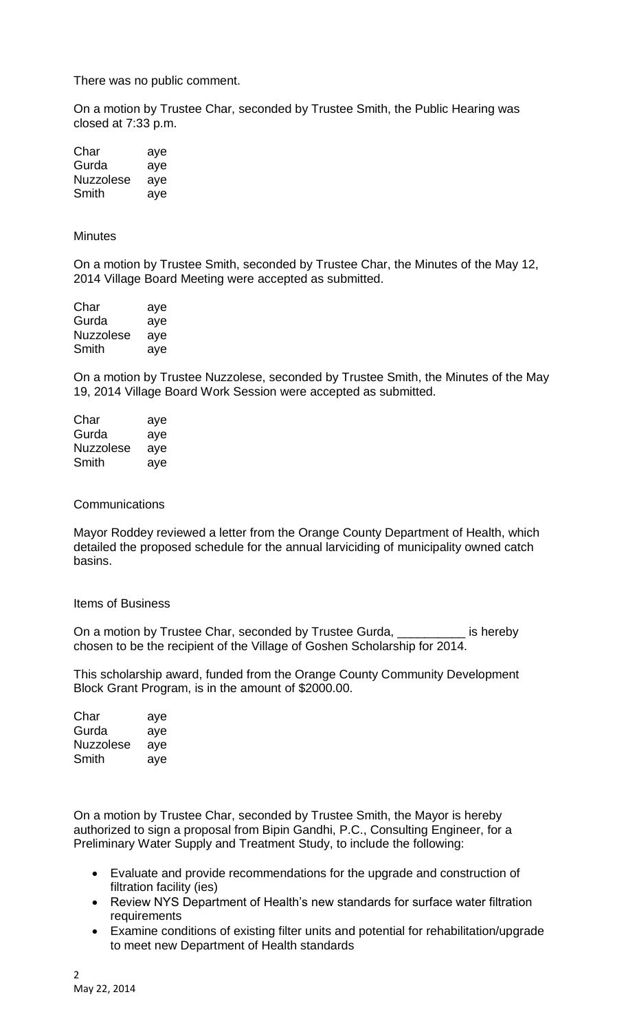There was no public comment.

On a motion by Trustee Char, seconded by Trustee Smith, the Public Hearing was closed at 7:33 p.m.

| | |
|---|---|
| Char | aye |
| Gurda | aye |
| Nuzzolese | aye |
| Smith | aye |

Minutes

On a motion by Trustee Smith, seconded by Trustee Char, the Minutes of the May 12, 2014 Village Board Meeting were accepted as submitted.

| | |
|---|---|
| Char | aye |
| Gurda | aye |
| Nuzzolese | aye |
| Smith | aye |

On a motion by Trustee Nuzzolese, seconded by Trustee Smith, the Minutes of the May 19, 2014 Village Board Work Session were accepted as submitted.

| | |
|---|---|
| Char | aye |
| Gurda | aye |
| Nuzzolese | aye |
| Smith | aye |

Communications

Mayor Roddey reviewed a letter from the Orange County Department of Health, which detailed the proposed schedule for the annual larviciding of municipality owned catch basins.

Items of Business

On a motion by Trustee Char, seconded by Trustee Gurda, __________ is hereby chosen to be the recipient of the Village of Goshen Scholarship for 2014.

This scholarship award, funded from the Orange County Community Development Block Grant Program, is in the amount of $2000.00.

| | |
|---|---|
| Char | aye |
| Gurda | aye |
| Nuzzolese | aye |
| Smith | aye |

On a motion by Trustee Char, seconded by Trustee Smith, the Mayor is hereby authorized to sign a proposal from Bipin Gandhi, P.C., Consulting Engineer, for a Preliminary Water Supply and Treatment Study, to include the following:

- Evaluate and provide recommendations for the upgrade and construction of filtration facility (ies)
- Review NYS Department of Health's new standards for surface water filtration requirements
- Examine conditions of existing filter units and potential for rehabilitation/upgrade to meet new Department of Health standards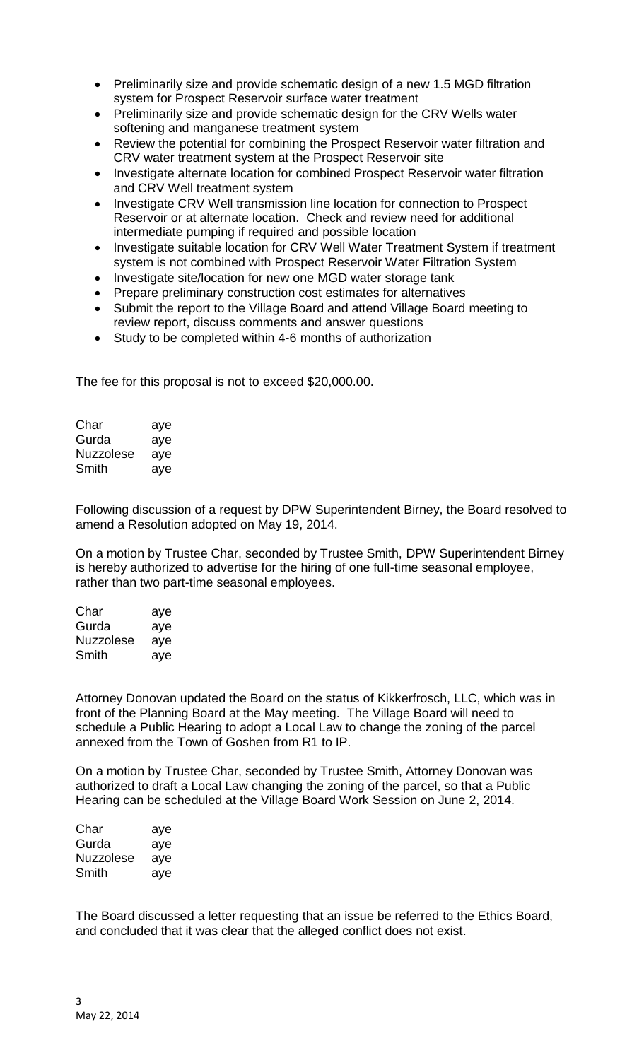- Preliminarily size and provide schematic design of a new 1.5 MGD filtration system for Prospect Reservoir surface water treatment
- Preliminarily size and provide schematic design for the CRV Wells water softening and manganese treatment system
- Review the potential for combining the Prospect Reservoir water filtration and CRV water treatment system at the Prospect Reservoir site
- Investigate alternate location for combined Prospect Reservoir water filtration and CRV Well treatment system
- Investigate CRV Well transmission line location for connection to Prospect Reservoir or at alternate location. Check and review need for additional intermediate pumping if required and possible location
- Investigate suitable location for CRV Well Water Treatment System if treatment system is not combined with Prospect Reservoir Water Filtration System
- Investigate site/location for new one MGD water storage tank
- Prepare preliminary construction cost estimates for alternatives
- Submit the report to the Village Board and attend Village Board meeting to review report, discuss comments and answer questions
- Study to be completed within 4-6 months of authorization

The fee for this proposal is not to exceed $20,000.00.

| | |
|---|---|
| Char | aye |
| Gurda | aye |
| Nuzzolese | aye |
| Smith | aye |

Following discussion of a request by DPW Superintendent Birney, the Board resolved to amend a Resolution adopted on May 19, 2014.

On a motion by Trustee Char, seconded by Trustee Smith, DPW Superintendent Birney is hereby authorized to advertise for the hiring of one full-time seasonal employee, rather than two part-time seasonal employees.

| | |
|---|---|
| Char | aye |
| Gurda | aye |
| Nuzzolese | aye |
| Smith | aye |

Attorney Donovan updated the Board on the status of Kikkerfrosch, LLC, which was in front of the Planning Board at the May meeting. The Village Board will need to schedule a Public Hearing to adopt a Local Law to change the zoning of the parcel annexed from the Town of Goshen from R1 to IP.

On a motion by Trustee Char, seconded by Trustee Smith, Attorney Donovan was authorized to draft a Local Law changing the zoning of the parcel, so that a Public Hearing can be scheduled at the Village Board Work Session on June 2, 2014.

| | |
|---|---|
| Char | aye |
| Gurda | aye |
| Nuzzolese | aye |
| Smith | aye |

The Board discussed a letter requesting that an issue be referred to the Ethics Board, and concluded that it was clear that the alleged conflict does not exist.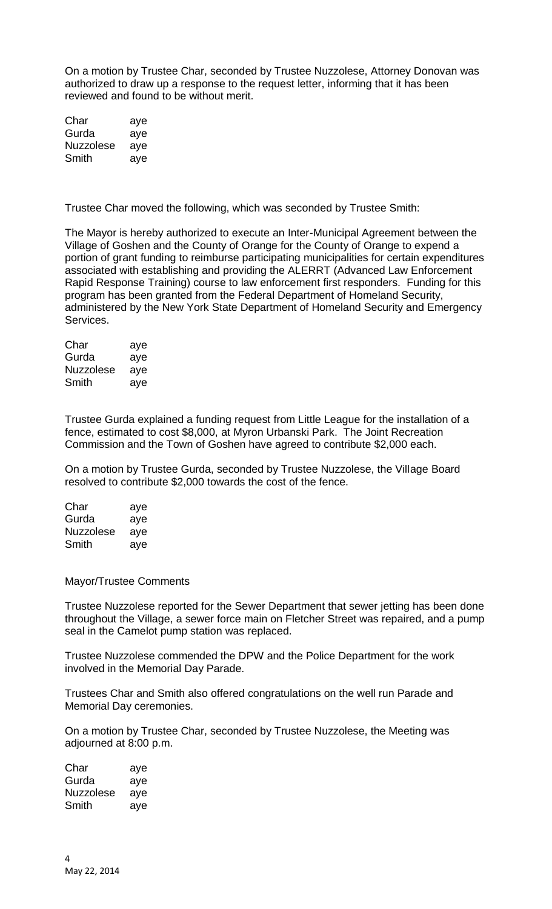On a motion by Trustee Char, seconded by Trustee Nuzzolese, Attorney Donovan was authorized to draw up a response to the request letter, informing that it has been reviewed and found to be without merit.

| | |
|---|---|
| Char | aye |
| Gurda | aye |
| Nuzzolese | aye |
| Smith | aye |

Trustee Char moved the following, which was seconded by Trustee Smith:

The Mayor is hereby authorized to execute an Inter-Municipal Agreement between the Village of Goshen and the County of Orange for the County of Orange to expend a portion of grant funding to reimburse participating municipalities for certain expenditures associated with establishing and providing the ALERRT (Advanced Law Enforcement Rapid Response Training) course to law enforcement first responders. Funding for this program has been granted from the Federal Department of Homeland Security, administered by the New York State Department of Homeland Security and Emergency Services.

| | |
|---|---|
| Char | aye |
| Gurda | aye |
| Nuzzolese | aye |
| Smith | aye |

Trustee Gurda explained a funding request from Little League for the installation of a fence, estimated to cost $8,000, at Myron Urbanski Park. The Joint Recreation Commission and the Town of Goshen have agreed to contribute $2,000 each.

On a motion by Trustee Gurda, seconded by Trustee Nuzzolese, the Village Board resolved to contribute $2,000 towards the cost of the fence.

| | |
|---|---|
| Char | aye |
| Gurda | aye |
| Nuzzolese | aye |
| Smith | aye |

Mayor/Trustee Comments

Trustee Nuzzolese reported for the Sewer Department that sewer jetting has been done throughout the Village, a sewer force main on Fletcher Street was repaired, and a pump seal in the Camelot pump station was replaced.

Trustee Nuzzolese commended the DPW and the Police Department for the work involved in the Memorial Day Parade.

Trustees Char and Smith also offered congratulations on the well run Parade and Memorial Day ceremonies.

On a motion by Trustee Char, seconded by Trustee Nuzzolese, the Meeting was adjourned at 8:00 p.m.

| | |
|---|---|
| Char | aye |
| Gurda | aye |
| Nuzzolese | aye |
| Smith | aye |